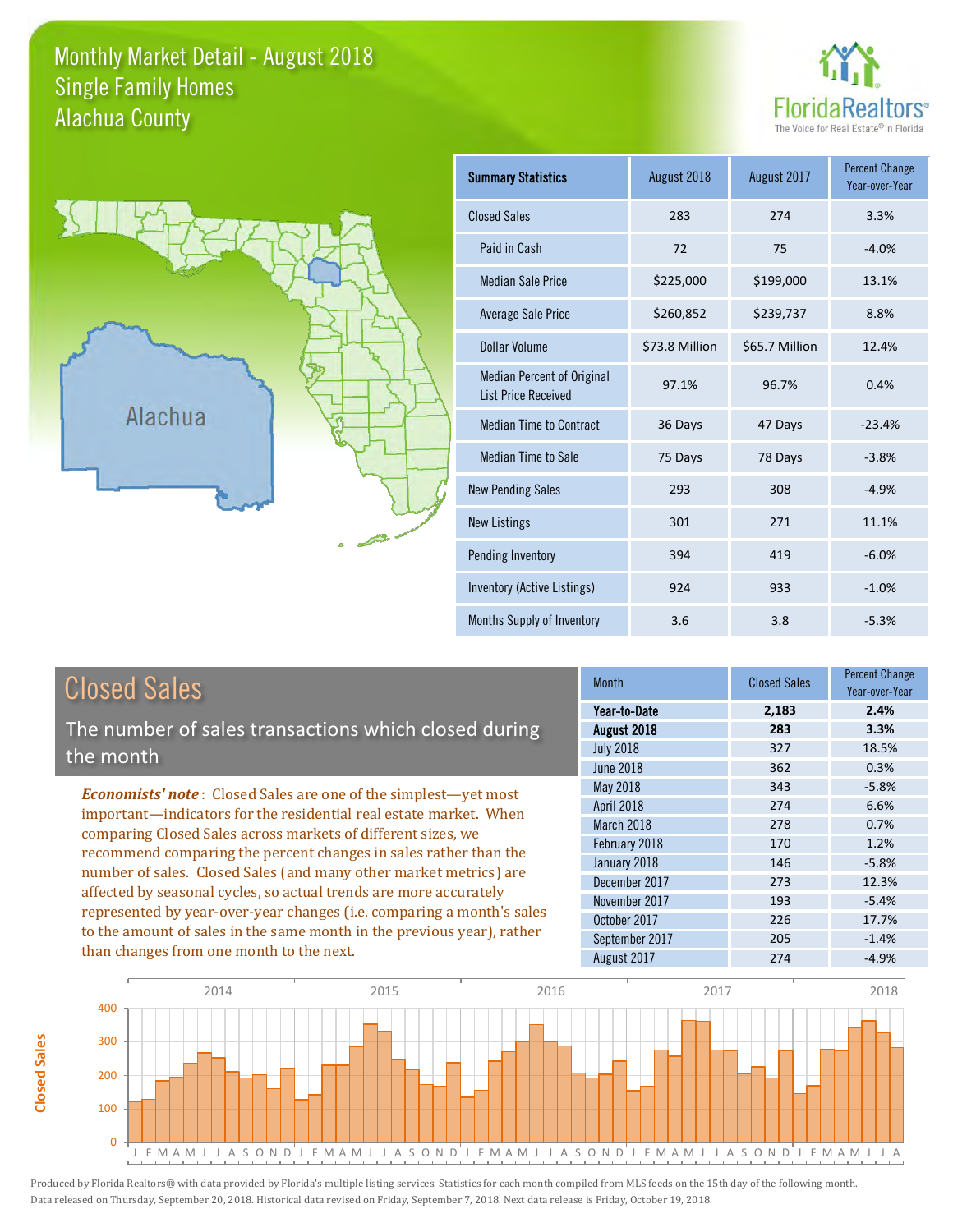# Monthly Market Detail - August 2018
## Single Family Homes
## Alachua County

FloridaRealtors® The Voice for Real Estate® in Florida

Alachua

| Summary Statistics | August 2018 | August 2017 | Percent Change Year-over-Year |
|---|---|---|---|
| Closed Sales | 283 | 274 | 3.3% |
| Paid in Cash | 72 | 75 | -4.0% |
| Median Sale Price | $225,000 | $199,000 | 13.1% |
| Average Sale Price | $260,852 | $239,737 | 8.8% |
| Dollar Volume | $73.8 Million | $65.7 Million | 12.4% |
| Median Percent of Original List Price Received | 97.1% | 96.7% | 0.4% |
| Median Time to Contract | 36 Days | 47 Days | -23.4% |
| Median Time to Sale | 75 Days | 78 Days | -3.8% |
| New Pending Sales | 293 | 308 | -4.9% |
| New Listings | 301 | 271 | 11.1% |
| Pending Inventory | 394 | 419 | -6.0% |
| Inventory (Active Listings) | 924 | 933 | -1.0% |
| Months Supply of Inventory | 3.6 | 3.8 | -5.3% |

## Closed Sales

The number of sales transactions which closed during the month

*Economists' note*: Closed Sales are one of the simplest—yet most important—indicators for the residential real estate market. When comparing Closed Sales across markets of different sizes, we recommend comparing the percent changes in sales rather than the number of sales. Closed Sales (and many other market metrics) are affected by seasonal cycles, so actual trends are more accurately represented by year-over-year changes (i.e. comparing a month's sales to the amount of sales in the same month in the previous year), rather than changes from one month to the next.

| Month | Closed Sales | Percent Change Year-over-Year |
|---|---|---|
| **Year-to-Date** | **2,183** | **2.4%** |
| **August 2018** | **283** | **3.3%** |
| July 2018 | 327 | 18.5% |
| June 2018 | 362 | 0.3% |
| May 2018 | 343 | -5.8% |
| April 2018 | 274 | 6.6% |
| March 2018 | 278 | 0.7% |
| February 2018 | 170 | 1.2% |
| January 2018 | 146 | -5.8% |
| December 2017 | 273 | 12.3% |
| November 2017 | 193 | -5.4% |
| October 2017 | 226 | 17.7% |
| September 2017 | 205 | -1.4% |
| August 2017 | 274 | -4.9% |

Produced by Florida Realtors® with data provided by Florida's multiple listing services. Statistics for each month compiled from MLS feeds on the 15th day of the following month. Data released on Thursday, September 20, 2018. Historical data revised on Friday, September 7, 2018. Next data release is Friday, October 19, 2018.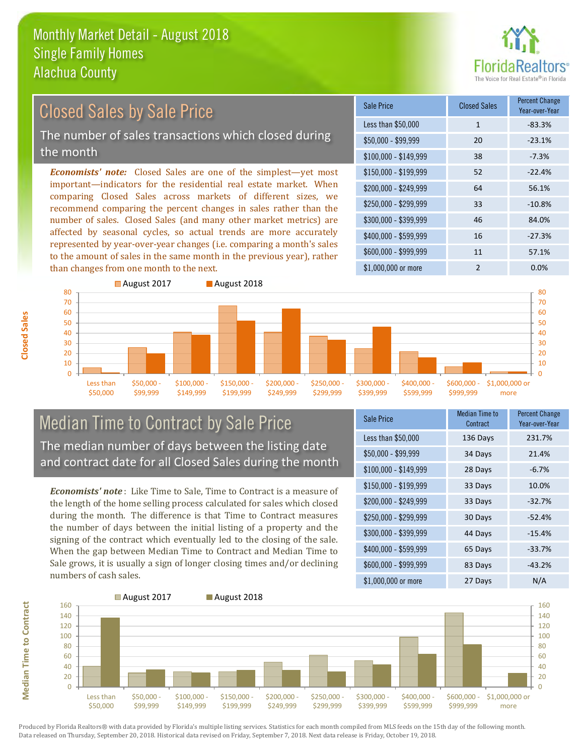# Monthly Market Detail - August 2018
## Single Family Homes
## Alachua County

## Closed Sales by Sale Price

The number of sales transactions which closed during the month

***Economists' note:*** Closed Sales are one of the simplest—yet most important—indicators for the residential real estate market. When comparing Closed Sales across markets of different sizes, we recommend comparing the percent changes in sales rather than the number of sales. Closed Sales (and many other market metrics) are affected by seasonal cycles, so actual trends are more accurately represented by year-over-year changes (i.e. comparing a month's sales to the amount of sales in the same month in the previous year), rather than changes from one month to the next.

| Sale Price | Closed Sales | Percent Change Year-over-Year |
|---|---|---|
| Less than $50,000 | 1 | -83.3% |
| $50,000 - $99,999 | 20 | -23.1% |
| $100,000 - $149,999 | 38 | -7.3% |
| $150,000 - $199,999 | 52 | -22.4% |
| $200,000 - $249,999 | 64 | 56.1% |
| $250,000 - $299,999 | 33 | -10.8% |
| $300,000 - $399,999 | 46 | 84.0% |
| $400,000 - $599,999 | 16 | -27.3% |
| $600,000 - $999,999 | 11 | 57.1% |
| $1,000,000 or more | 2 | 0.0% |

## Median Time to Contract by Sale Price

The median number of days between the listing date and contract date for all Closed Sales during the month

***Economists' note*** : Like Time to Sale, Time to Contract is a measure of the length of the home selling process calculated for sales which closed during the month. The difference is that Time to Contract measures the number of days between the initial listing of a property and the signing of the contract which eventually led to the closing of the sale. When the gap between Median Time to Contract and Median Time to Sale grows, it is usually a sign of longer closing times and/or declining numbers of cash sales.

| Sale Price | Median Time to Contract | Percent Change Year-over-Year |
|---|---|---|
| Less than $50,000 | 136 Days | 231.7% |
| $50,000 - $99,999 | 34 Days | 21.4% |
| $100,000 - $149,999 | 28 Days | -6.7% |
| $150,000 - $199,999 | 33 Days | 10.0% |
| $200,000 - $249,999 | 33 Days | -32.7% |
| $250,000 - $299,999 | 30 Days | -52.4% |
| $300,000 - $399,999 | 44 Days | -15.4% |
| $400,000 - $599,999 | 65 Days | -33.7% |
| $600,000 - $999,999 | 83 Days | -43.2% |
| $1,000,000 or more | 27 Days | N/A |

Produced by Florida Realtors® with data provided by Florida's multiple listing services. Statistics for each month compiled from MLS feeds on the 15th day of the following month. Data released on Thursday, September 20, 2018. Historical data revised on Friday, September 7, 2018. Next data release is Friday, October 19, 2018.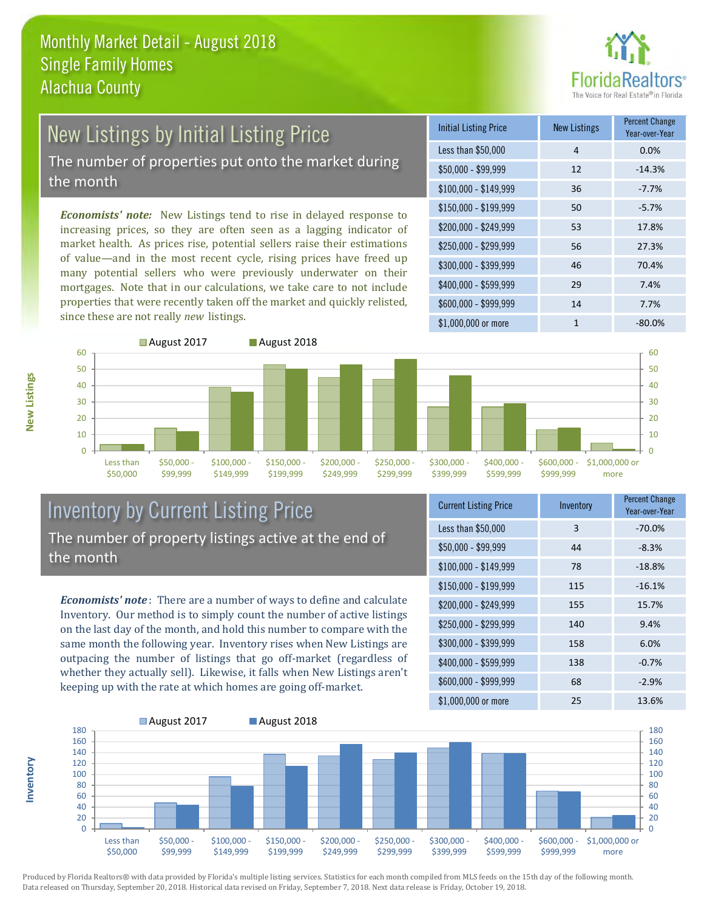# Monthly Market Detail - August 2018
## Single Family Homes
## Alachua County

## New Listings by Initial Listing Price

The number of properties put onto the market during the month

*Economists' note:* New Listings tend to rise in delayed response to increasing prices, so they are often seen as a lagging indicator of market health. As prices rise, potential sellers raise their estimations of value—and in the most recent cycle, rising prices have freed up many potential sellers who were previously underwater on their mortgages. Note that in our calculations, we take care to not include properties that were recently taken off the market and quickly relisted, since these are not really *new* listings.

| Initial Listing Price | New Listings | Percent Change Year-over-Year |
|---|---|---|
| Less than $50,000 | 4 | 0.0% |
| $50,000 - $99,999 | 12 | -14.3% |
| $100,000 - $149,999 | 36 | -7.7% |
| $150,000 - $199,999 | 50 | -5.7% |
| $200,000 - $249,999 | 53 | 17.8% |
| $250,000 - $299,999 | 56 | 27.3% |
| $300,000 - $399,999 | 46 | 70.4% |
| $400,000 - $599,999 | 29 | 7.4% |
| $600,000 - $999,999 | 14 | 7.7% |
| $1,000,000 or more | 1 | -80.0% |

## Inventory by Current Listing Price

The number of property listings active at the end of the month

*Economists' note*: There are a number of ways to define and calculate Inventory. Our method is to simply count the number of active listings on the last day of the month, and hold this number to compare with the same month the following year. Inventory rises when New Listings are outpacing the number of listings that go off-market (regardless of whether they actually sell). Likewise, it falls when New Listings aren't keeping up with the rate at which homes are going off-market.

| Current Listing Price | Inventory | Percent Change Year-over-Year |
|---|---|---|
| Less than $50,000 | 3 | -70.0% |
| $50,000 - $99,999 | 44 | -8.3% |
| $100,000 - $149,999 | 78 | -18.8% |
| $150,000 - $199,999 | 115 | -16.1% |
| $200,000 - $249,999 | 155 | 15.7% |
| $250,000 - $299,999 | 140 | 9.4% |
| $300,000 - $399,999 | 158 | 6.0% |
| $400,000 - $599,999 | 138 | -0.7% |
| $600,000 - $999,999 | 68 | -2.9% |
| $1,000,000 or more | 25 | 13.6% |

Produced by Florida Realtors® with data provided by Florida's multiple listing services. Statistics for each month compiled from MLS feeds on the 15th day of the following month. Data released on Thursday, September 20, 2018. Historical data revised on Friday, September 7, 2018. Next data release is Friday, October 19, 2018.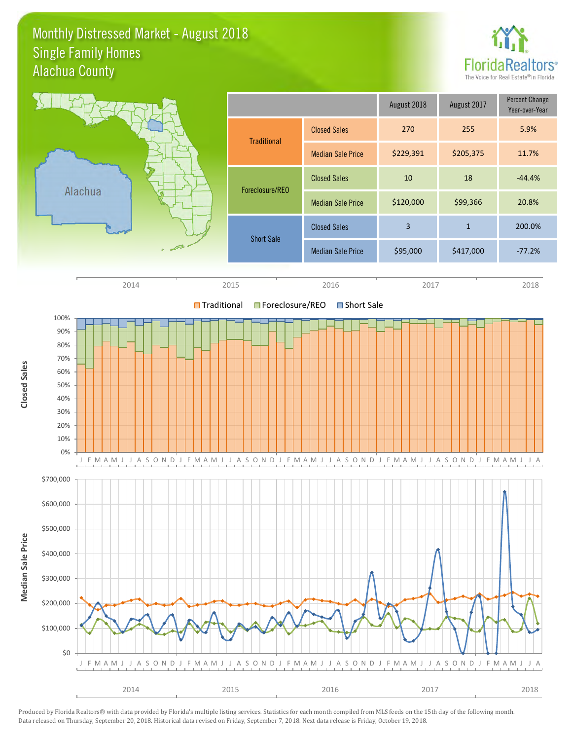# Monthly Distressed Market - August 2018
## Single Family Homes
## Alachua County

| | | August 2018 | August 2017 | Percent Change Year-over-Year |
|---|---|---|---|---|
| Traditional | Closed Sales | 270 | 255 | 5.9% |
| | Median Sale Price | $229,391 | $205,375 | 11.7% |
| Foreclosure/REO | Closed Sales | 10 | 18 | -44.4% |
| | Median Sale Price | $120,000 | $99,366 | 20.8% |
| Short Sale | Closed Sales | 3 | 1 | 200.0% |
| | Median Sale Price | $95,000 | $417,000 | -77.2% |

Produced by Florida Realtors® with data provided by Florida's multiple listing services. Statistics for each month compiled from MLS feeds on the 15th day of the following month. Data released on Thursday, September 20, 2018. Historical data revised on Friday, September 7, 2018. Next data release is Friday, October 19, 2018.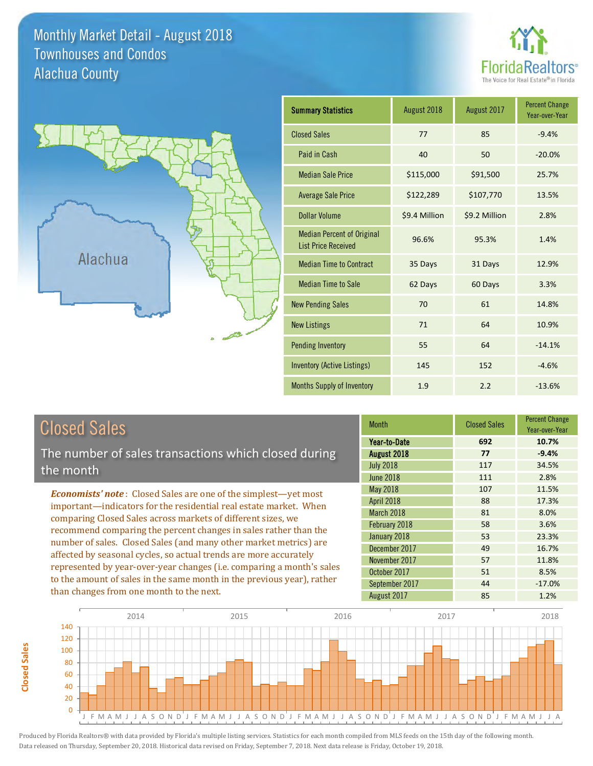# Monthly Market Detail - August 2018
## Townhouses and Condos
## Alachua County

| Summary Statistics | August 2018 | August 2017 | Percent Change Year-over-Year |
|---|---|---|---|
| Closed Sales | 77 | 85 | -9.4% |
| Paid in Cash | 40 | 50 | -20.0% |
| Median Sale Price | $115,000 | $91,500 | 25.7% |
| Average Sale Price | $122,289 | $107,770 | 13.5% |
| Dollar Volume | $9.4 Million | $9.2 Million | 2.8% |
| Median Percent of Original List Price Received | 96.6% | 95.3% | 1.4% |
| Median Time to Contract | 35 Days | 31 Days | 12.9% |
| Median Time to Sale | 62 Days | 60 Days | 3.3% |
| New Pending Sales | 70 | 61 | 14.8% |
| New Listings | 71 | 64 | 10.9% |
| Pending Inventory | 55 | 64 | -14.1% |
| Inventory (Active Listings) | 145 | 152 | -4.6% |
| Months Supply of Inventory | 1.9 | 2.2 | -13.6% |

## Closed Sales

The number of sales transactions which closed during the month

*Economists' note*: Closed Sales are one of the simplest—yet most important—indicators for the residential real estate market. When comparing Closed Sales across markets of different sizes, we recommend comparing the percent changes in sales rather than the number of sales. Closed Sales (and many other market metrics) are affected by seasonal cycles, so actual trends are more accurately represented by year-over-year changes (i.e. comparing a month's sales to the amount of sales in the same month in the previous year), rather than changes from one month to the next.

| Month | Closed Sales | Percent Change Year-over-Year |
|---|---|---|
| **Year-to-Date** | **692** | **10.7%** |
| **August 2018** | **77** | **-9.4%** |
| July 2018 | 117 | 34.5% |
| June 2018 | 111 | 2.8% |
| May 2018 | 107 | 11.5% |
| April 2018 | 88 | 17.3% |
| March 2018 | 81 | 8.0% |
| February 2018 | 58 | 3.6% |
| January 2018 | 53 | 23.3% |
| December 2017 | 49 | 16.7% |
| November 2017 | 57 | 11.8% |
| October 2017 | 51 | 8.5% |
| September 2017 | 44 | -17.0% |
| August 2017 | 85 | 1.2% |

Produced by Florida Realtors® with data provided by Florida's multiple listing services. Statistics for each month compiled from MLS feeds on the 15th day of the following month. Data released on Thursday, September 20, 2018. Historical data revised on Friday, September 7, 2018. Next data release is Friday, October 19, 2018.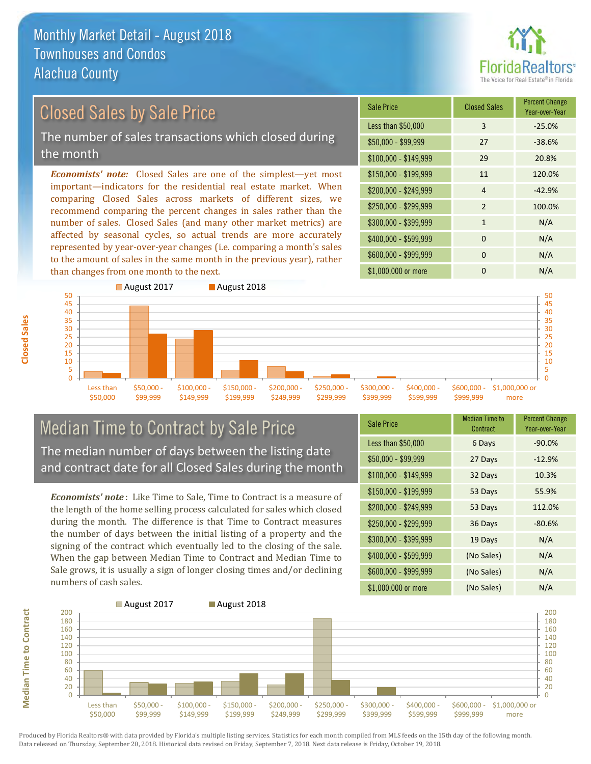# Monthly Market Detail - August 2018
## Townhouses and Condos
## Alachua County

## Closed Sales by Sale Price

The number of sales transactions which closed during the month

***Economists' note:*** Closed Sales are one of the simplest—yet most important—indicators for the residential real estate market. When comparing Closed Sales across markets of different sizes, we recommend comparing the percent changes in sales rather than the number of sales. Closed Sales (and many other market metrics) are affected by seasonal cycles, so actual trends are more accurately represented by year-over-year changes (i.e. comparing a month's sales to the amount of sales in the same month in the previous year), rather than changes from one month to the next.

| Sale Price | Closed Sales | Percent Change Year-over-Year |
|---|---|---|
| Less than $50,000 | 3 | -25.0% |
| $50,000 - $99,999 | 27 | -38.6% |
| $100,000 - $149,999 | 29 | 20.8% |
| $150,000 - $199,999 | 11 | 120.0% |
| $200,000 - $249,999 | 4 | -42.9% |
| $250,000 - $299,999 | 2 | 100.0% |
| $300,000 - $399,999 | 1 | N/A |
| $400,000 - $599,999 | 0 | N/A |
| $600,000 - $999,999 | 0 | N/A |
| $1,000,000 or more | 0 | N/A |

## Median Time to Contract by Sale Price

The median number of days between the listing date and contract date for all Closed Sales during the month

***Economists' note*** : Like Time to Sale, Time to Contract is a measure of the length of the home selling process calculated for sales which closed during the month. The difference is that Time to Contract measures the number of days between the initial listing of a property and the signing of the contract which eventually led to the closing of the sale. When the gap between Median Time to Contract and Median Time to Sale grows, it is usually a sign of longer closing times and/or declining numbers of cash sales.

| Sale Price | Median Time to Contract | Percent Change Year-over-Year |
|---|---|---|
| Less than $50,000 | 6 Days | -90.0% |
| $50,000 - $99,999 | 27 Days | -12.9% |
| $100,000 - $149,999 | 32 Days | 10.3% |
| $150,000 - $199,999 | 53 Days | 55.9% |
| $200,000 - $249,999 | 53 Days | 112.0% |
| $250,000 - $299,999 | 36 Days | -80.6% |
| $300,000 - $399,999 | 19 Days | N/A |
| $400,000 - $599,999 | (No Sales) | N/A |
| $600,000 - $999,999 | (No Sales) | N/A |
| $1,000,000 or more | (No Sales) | N/A |

Produced by Florida Realtors® with data provided by Florida's multiple listing services. Statistics for each month compiled from MLS feeds on the 15th day of the following month. Data released on Thursday, September 20, 2018. Historical data revised on Friday, September 7, 2018. Next data release is Friday, October 19, 2018.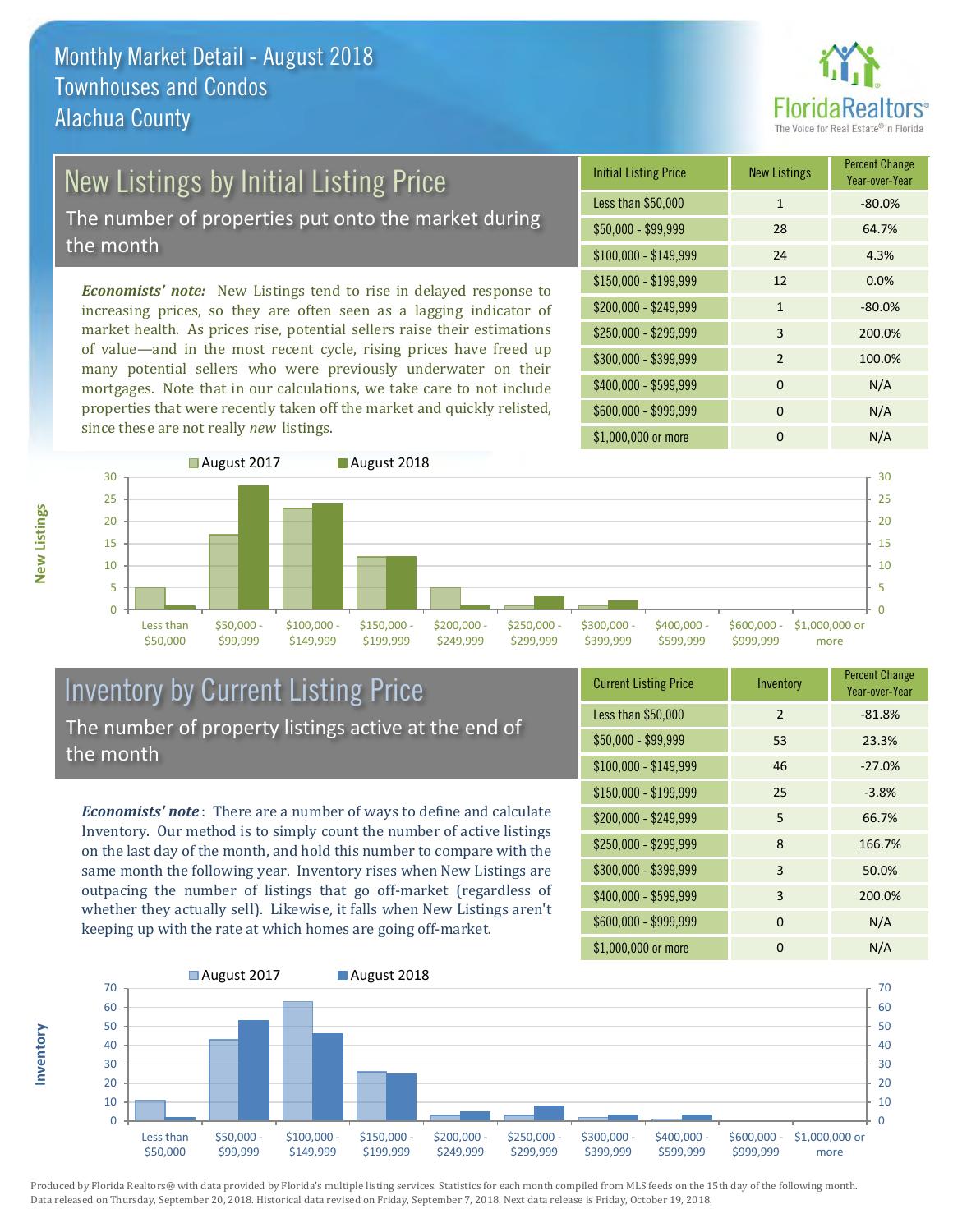# Monthly Market Detail - August 2018
## Townhouses and Condos
## Alachua County

## New Listings by Initial Listing Price

The number of properties put onto the market during the month

*Economists' note:* New Listings tend to rise in delayed response to increasing prices, so they are often seen as a lagging indicator of market health. As prices rise, potential sellers raise their estimations of value—and in the most recent cycle, rising prices have freed up many potential sellers who were previously underwater on their mortgages. Note that in our calculations, we take care to not include properties that were recently taken off the market and quickly relisted, since these are not really *new* listings.

| Initial Listing Price | New Listings | Percent Change Year-over-Year |
|---|---|---|
| Less than $50,000 | 1 | -80.0% |
| $50,000 - $99,999 | 28 | 64.7% |
| $100,000 - $149,999 | 24 | 4.3% |
| $150,000 - $199,999 | 12 | 0.0% |
| $200,000 - $249,999 | 1 | -80.0% |
| $250,000 - $299,999 | 3 | 200.0% |
| $300,000 - $399,999 | 2 | 100.0% |
| $400,000 - $599,999 | 0 | N/A |
| $600,000 - $999,999 | 0 | N/A |
| $1,000,000 or more | 0 | N/A |

## Inventory by Current Listing Price

The number of property listings active at the end of the month

*Economists' note*: There are a number of ways to define and calculate Inventory. Our method is to simply count the number of active listings on the last day of the month, and hold this number to compare with the same month the following year. Inventory rises when New Listings are outpacing the number of listings that go off-market (regardless of whether they actually sell). Likewise, it falls when New Listings aren't keeping up with the rate at which homes are going off-market.

| Current Listing Price | Inventory | Percent Change Year-over-Year |
|---|---|---|
| Less than $50,000 | 2 | -81.8% |
| $50,000 - $99,999 | 53 | 23.3% |
| $100,000 - $149,999 | 46 | -27.0% |
| $150,000 - $199,999 | 25 | -3.8% |
| $200,000 - $249,999 | 5 | 66.7% |
| $250,000 - $299,999 | 8 | 166.7% |
| $300,000 - $399,999 | 3 | 50.0% |
| $400,000 - $599,999 | 3 | 200.0% |
| $600,000 - $999,999 | 0 | N/A |
| $1,000,000 or more | 0 | N/A |

Produced by Florida Realtors® with data provided by Florida's multiple listing services. Statistics for each month compiled from MLS feeds on the 15th day of the following month. Data released on Thursday, September 20, 2018. Historical data revised on Friday, September 7, 2018. Next data release is Friday, October 19, 2018.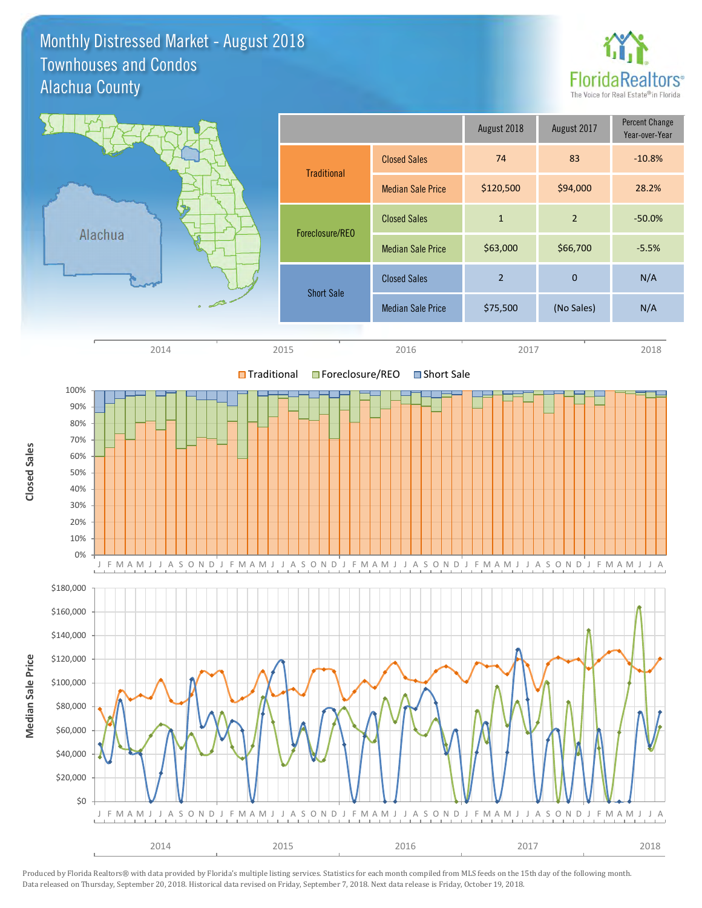# Monthly Distressed Market - August 2018
## Townhouses and Condos
## Alachua County

FloridaRealtors® The Voice for Real Estate® in Florida

| | | August 2018 | August 2017 | Percent Change Year-over-Year |
|---|---|---|---|---|
| Traditional | Closed Sales | 74 | 83 | -10.8% |
| | Median Sale Price | $120,500 | $94,000 | 28.2% |
| Foreclosure/REO | Closed Sales | 1 | 2 | -50.0% |
| | Median Sale Price | $63,000 | $66,700 | -5.5% |
| Short Sale | Closed Sales | 2 | 0 | N/A |
| | Median Sale Price | $75,500 | (No Sales) | N/A |

Produced by Florida Realtors® with data provided by Florida's multiple listing services. Statistics for each month compiled from MLS feeds on the 15th day of the following month. Data released on Thursday, September 20, 2018. Historical data revised on Friday, September 7, 2018. Next data release is Friday, October 19, 2018.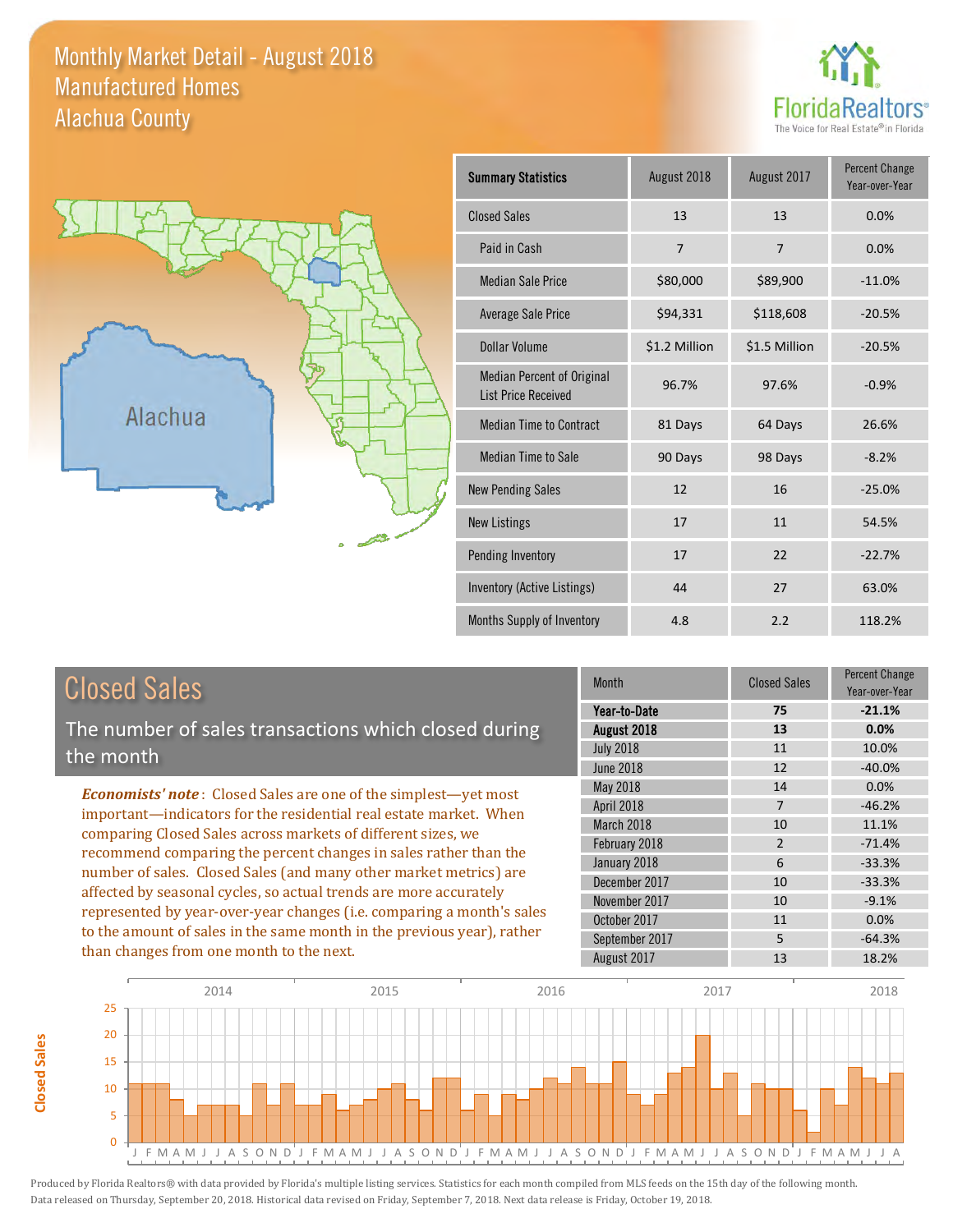# Monthly Market Detail - August 2018
## Manufactured Homes
## Alachua County

| Summary Statistics | August 2018 | August 2017 | Percent Change Year-over-Year |
|---|---|---|---|
| Closed Sales | 13 | 13 | 0.0% |
| Paid in Cash | 7 | 7 | 0.0% |
| Median Sale Price | $80,000 | $89,900 | -11.0% |
| Average Sale Price | $94,331 | $118,608 | -20.5% |
| Dollar Volume | $1.2 Million | $1.5 Million | -20.5% |
| Median Percent of Original List Price Received | 96.7% | 97.6% | -0.9% |
| Median Time to Contract | 81 Days | 64 Days | 26.6% |
| Median Time to Sale | 90 Days | 98 Days | -8.2% |
| New Pending Sales | 12 | 16 | -25.0% |
| New Listings | 17 | 11 | 54.5% |
| Pending Inventory | 17 | 22 | -22.7% |
| Inventory (Active Listings) | 44 | 27 | 63.0% |
| Months Supply of Inventory | 4.8 | 2.2 | 118.2% |

## Closed Sales

The number of sales transactions which closed during the month

*Economists' note*: Closed Sales are one of the simplest—yet most important—indicators for the residential real estate market. When comparing Closed Sales across markets of different sizes, we recommend comparing the percent changes in sales rather than the number of sales. Closed Sales (and many other market metrics) are affected by seasonal cycles, so actual trends are more accurately represented by year-over-year changes (i.e. comparing a month's sales to the amount of sales in the same month in the previous year), rather than changes from one month to the next.

| Month | Closed Sales | Percent Change Year-over-Year |
|---|---|---|
| **Year-to-Date** | **75** | **-21.1%** |
| **August 2018** | **13** | **0.0%** |
| July 2018 | 11 | 10.0% |
| June 2018 | 12 | -40.0% |
| May 2018 | 14 | 0.0% |
| April 2018 | 7 | -46.2% |
| March 2018 | 10 | 11.1% |
| February 2018 | 2 | -71.4% |
| January 2018 | 6 | -33.3% |
| December 2017 | 10 | -33.3% |
| November 2017 | 10 | -9.1% |
| October 2017 | 11 | 0.0% |
| September 2017 | 5 | -64.3% |
| August 2017 | 13 | 18.2% |

Produced by Florida Realtors® with data provided by Florida's multiple listing services. Statistics for each month compiled from MLS feeds on the 15th day of the following month. Data released on Thursday, September 20, 2018. Historical data revised on Friday, September 7, 2018. Next data release is Friday, October 19, 2018.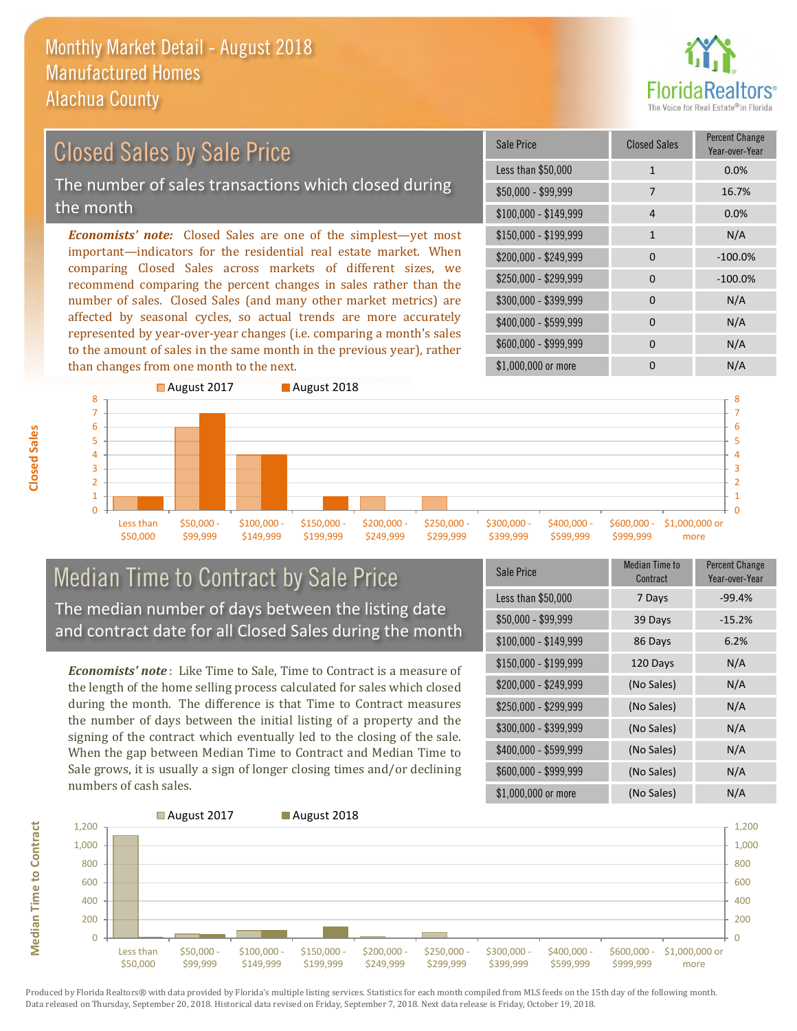# Monthly Market Detail - August 2018
## Manufactured Homes
## Alachua County

## Closed Sales by Sale Price

The number of sales transactions which closed during the month

*Economists' note:* Closed Sales are one of the simplest—yet most important—indicators for the residential real estate market. When comparing Closed Sales across markets of different sizes, we recommend comparing the percent changes in sales rather than the number of sales. Closed Sales (and many other market metrics) are affected by seasonal cycles, so actual trends are more accurately represented by year-over-year changes (i.e. comparing a month's sales to the amount of sales in the same month in the previous year), rather than changes from one month to the next.

| Sale Price | Closed Sales | Percent Change Year-over-Year |
|---|---|---|
| Less than $50,000 | 1 | 0.0% |
| $50,000 - $99,999 | 7 | 16.7% |
| $100,000 - $149,999 | 4 | 0.0% |
| $150,000 - $199,999 | 1 | N/A |
| $200,000 - $249,999 | 0 | -100.0% |
| $250,000 - $299,999 | 0 | -100.0% |
| $300,000 - $399,999 | 0 | N/A |
| $400,000 - $599,999 | 0 | N/A |
| $600,000 - $999,999 | 0 | N/A |
| $1,000,000 or more | 0 | N/A |

## Median Time to Contract by Sale Price

The median number of days between the listing date and contract date for all Closed Sales during the month

*Economists' note*: Like Time to Sale, Time to Contract is a measure of the length of the home selling process calculated for sales which closed during the month. The difference is that Time to Contract measures the number of days between the initial listing of a property and the signing of the contract which eventually led to the closing of the sale. When the gap between Median Time to Contract and Median Time to Sale grows, it is usually a sign of longer closing times and/or declining numbers of cash sales.

| Sale Price | Median Time to Contract | Percent Change Year-over-Year |
|---|---|---|
| Less than $50,000 | 7 Days | -99.4% |
| $50,000 - $99,999 | 39 Days | -15.2% |
| $100,000 - $149,999 | 86 Days | 6.2% |
| $150,000 - $199,999 | 120 Days | N/A |
| $200,000 - $249,999 | (No Sales) | N/A |
| $250,000 - $299,999 | (No Sales) | N/A |
| $300,000 - $399,999 | (No Sales) | N/A |
| $400,000 - $599,999 | (No Sales) | N/A |
| $600,000 - $999,999 | (No Sales) | N/A |
| $1,000,000 or more | (No Sales) | N/A |

Produced by Florida Realtors® with data provided by Florida's multiple listing services. Statistics for each month compiled from MLS feeds on the 15th day of the following month. Data released on Thursday, September 20, 2018. Historical data revised on Friday, September 7, 2018. Next data release is Friday, October 19, 2018.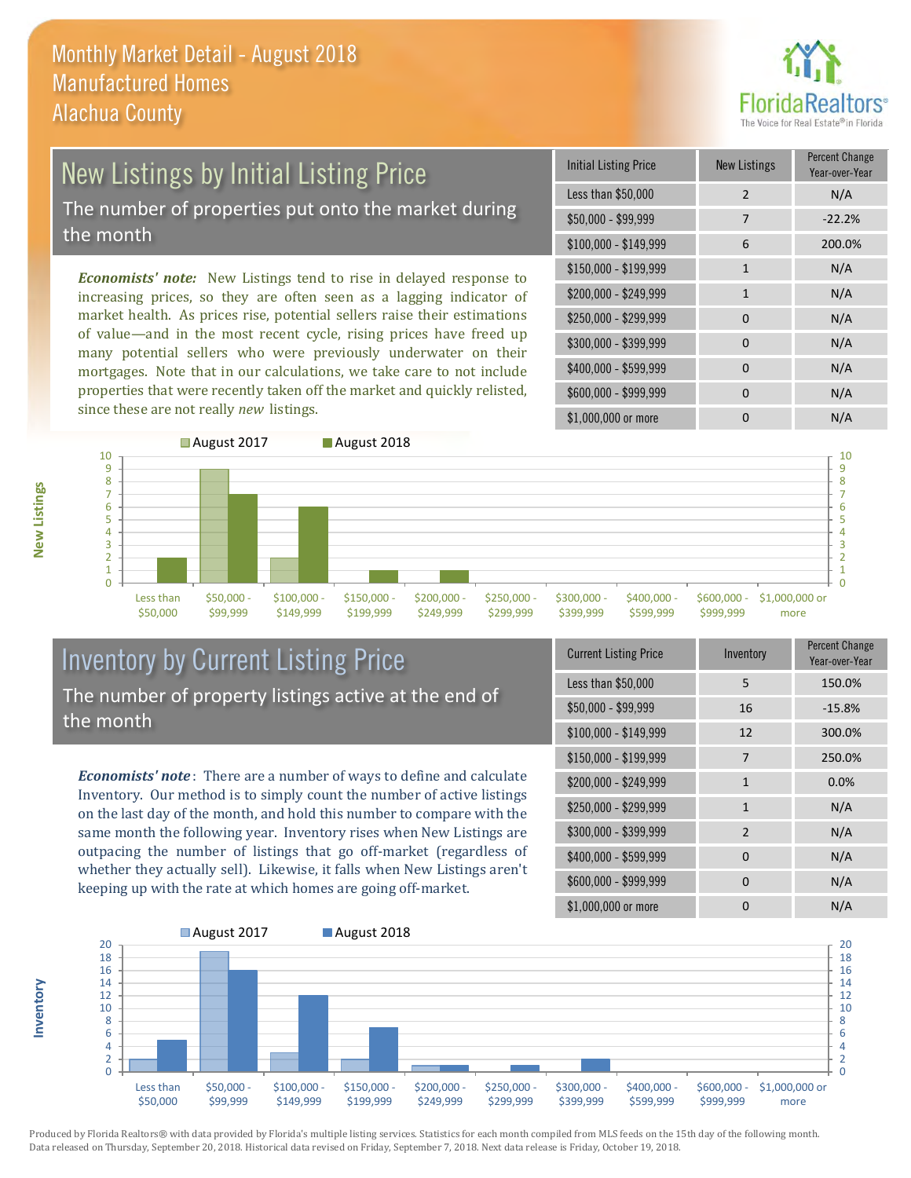# Monthly Market Detail - August 2018
## Manufactured Homes
## Alachua County

## New Listings by Initial Listing Price

The number of properties put onto the market during the month

*Economists' note:* New Listings tend to rise in delayed response to increasing prices, so they are often seen as a lagging indicator of market health. As prices rise, potential sellers raise their estimations of value—and in the most recent cycle, rising prices have freed up many potential sellers who were previously underwater on their mortgages. Note that in our calculations, we take care to not include properties that were recently taken off the market and quickly relisted, since these are not really *new* listings.

| Initial Listing Price | New Listings | Percent Change Year-over-Year |
|---|---|---|
| Less than $50,000 | 2 | N/A |
| $50,000 - $99,999 | 7 | -22.2% |
| $100,000 - $149,999 | 6 | 200.0% |
| $150,000 - $199,999 | 1 | N/A |
| $200,000 - $249,999 | 1 | N/A |
| $250,000 - $299,999 | 0 | N/A |
| $300,000 - $399,999 | 0 | N/A |
| $400,000 - $599,999 | 0 | N/A |
| $600,000 - $999,999 | 0 | N/A |
| $1,000,000 or more | 0 | N/A |

## Inventory by Current Listing Price

The number of property listings active at the end of the month

*Economists' note*: There are a number of ways to define and calculate Inventory. Our method is to simply count the number of active listings on the last day of the month, and hold this number to compare with the same month the following year. Inventory rises when New Listings are outpacing the number of listings that go off-market (regardless of whether they actually sell). Likewise, it falls when New Listings aren't keeping up with the rate at which homes are going off-market.

| Current Listing Price | Inventory | Percent Change Year-over-Year |
|---|---|---|
| Less than $50,000 | 5 | 150.0% |
| $50,000 - $99,999 | 16 | -15.8% |
| $100,000 - $149,999 | 12 | 300.0% |
| $150,000 - $199,999 | 7 | 250.0% |
| $200,000 - $249,999 | 1 | 0.0% |
| $250,000 - $299,999 | 1 | N/A |
| $300,000 - $399,999 | 2 | N/A |
| $400,000 - $599,999 | 0 | N/A |
| $600,000 - $999,999 | 0 | N/A |
| $1,000,000 or more | 0 | N/A |

Produced by Florida Realtors® with data provided by Florida's multiple listing services. Statistics for each month compiled from MLS feeds on the 15th day of the following month. Data released on Thursday, September 20, 2018. Historical data revised on Friday, September 7, 2018. Next data release is Friday, October 19, 2018.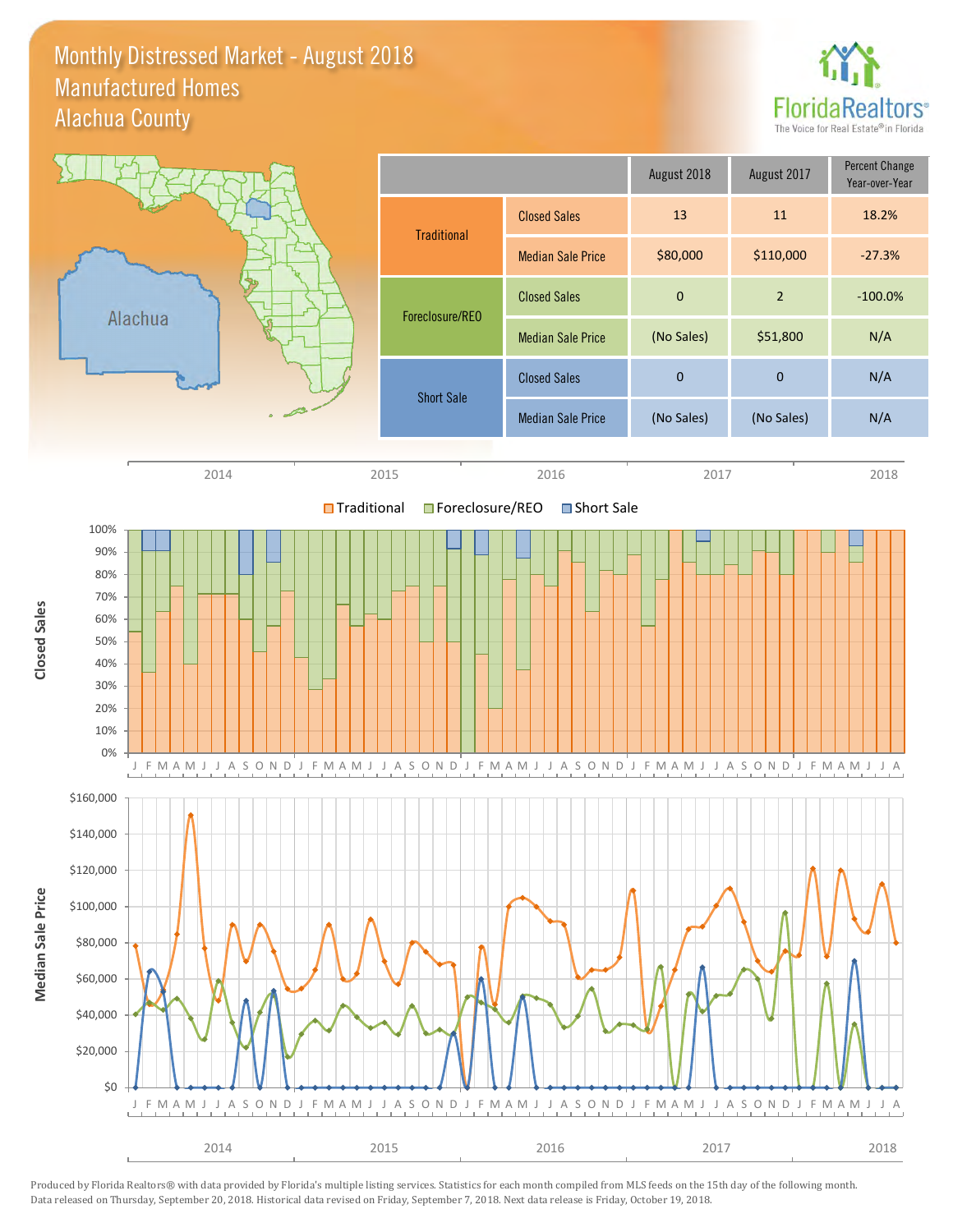# Monthly Distressed Market - August 2018
## Manufactured Homes
## Alachua County

FloridaRealtors®
The Voice for Real Estate® in Florida

Alachua

| | | August 2018 | August 2017 | Percent Change Year-over-Year |
|---|---|---|---|---|
| Traditional | Closed Sales | 13 | 11 | 18.2% |
| | Median Sale Price | $80,000 | $110,000 | -27.3% |
| Foreclosure/REO | Closed Sales | 0 | 2 | -100.0% |
| | Median Sale Price | (No Sales) | $51,800 | N/A |
| Short Sale | Closed Sales | 0 | 0 | N/A |
| | Median Sale Price | (No Sales) | (No Sales) | N/A |

2014 2015 2016 2017 2018

Traditional Foreclosure/REO Short Sale

Closed Sales

100% 90% 80% 70% 60% 50% 40% 30% 20% 10% 0%

J F M A M J J A S O N D J F M A M J J A S O N D J F M A M J J A S O N D J F M A M J J A S O N D J F M A M J J A

Median Sale Price

$160,000 $140,000 $120,000 $100,000 $80,000 $60,000 $40,000 $20,000 $0

J F M A M J J A S O N D J F M A M J J A S O N D J F M A M J J A S O N D J F M A M J J A S O N D J F M A M J J A

2014 2015 2016 2017 2018

Produced by Florida Realtors® with data provided by Florida's multiple listing services. Statistics for each month compiled from MLS feeds on the 15th day of the following month. Data released on Thursday, September 20, 2018. Historical data revised on Friday, September 7, 2018. Next data release is Friday, October 19, 2018.